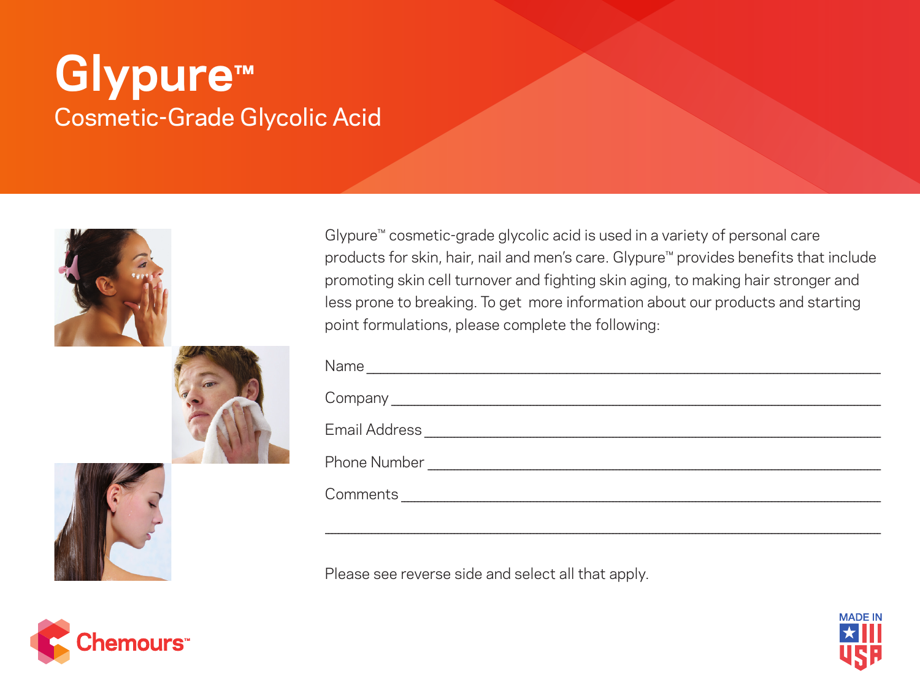# Glypure™

## Cosmetic-Grade Glycolic Acid

Glypure™ cosmetic-grade glycolic acid is used in a variety of personal care products for skin, hair, nail and men's care. Glypure™ provides benefits that include promoting skin cell turnover and fighting skin aging, to making hair stronger and less prone to breaking. To get more information about our products and starting point formulations, please complete the following:

Name ____________________________________________

Company __________________________________________

Email Address ______________________________________

Phone Number ______________________________________

Comments _________________________________________

__________________________________________________

Please see reverse side and select all that apply.

Chemours™

MADE IN USA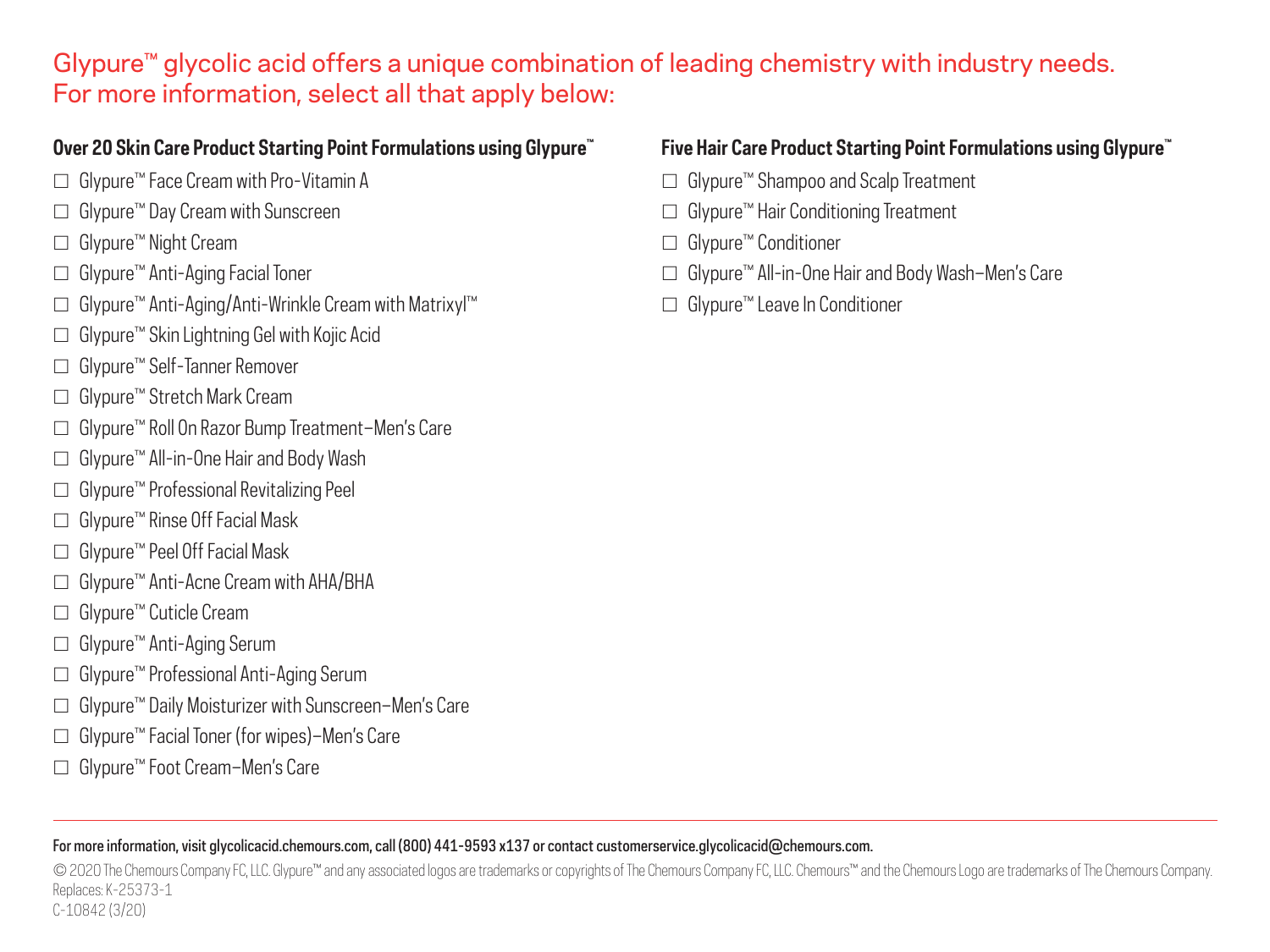Glypure™ glycolic acid offers a unique combination of leading chemistry with industry needs.
For more information, select all that apply below:

### Over 20 Skin Care Product Starting Point Formulations using Glypure™

- ☐ Glypure™ Face Cream with Pro-Vitamin A
- ☐ Glypure™ Day Cream with Sunscreen
- ☐ Glypure™ Night Cream
- ☐ Glypure™ Anti-Aging Facial Toner
- ☐ Glypure™ Anti-Aging/Anti-Wrinkle Cream with Matrixyl™
- ☐ Glypure™ Skin Lightning Gel with Kojic Acid
- ☐ Glypure™ Self-Tanner Remover
- ☐ Glypure™ Stretch Mark Cream
- ☐ Glypure™ Roll On Razor Bump Treatment–Men's Care
- ☐ Glypure™ All-in-One Hair and Body Wash
- ☐ Glypure™ Professional Revitalizing Peel
- ☐ Glypure™ Rinse Off Facial Mask
- ☐ Glypure™ Peel Off Facial Mask
- ☐ Glypure™ Anti-Acne Cream with AHA/BHA
- ☐ Glypure™ Cuticle Cream
- ☐ Glypure™ Anti-Aging Serum
- ☐ Glypure™ Professional Anti-Aging Serum
- ☐ Glypure™ Daily Moisturizer with Sunscreen–Men's Care
- ☐ Glypure™ Facial Toner (for wipes)–Men's Care
- ☐ Glypure™ Foot Cream–Men's Care

### Five Hair Care Product Starting Point Formulations using Glypure™

- ☐ Glypure™ Shampoo and Scalp Treatment
- ☐ Glypure™ Hair Conditioning Treatment
- ☐ Glypure™ Conditioner
- ☐ Glypure™ All-in-One Hair and Body Wash–Men's Care
- ☐ Glypure™ Leave In Conditioner

**For more information, visit glycolicacid.chemours.com, call (800) 441-9593 x137 or contact customerservice.glycolicacid@chemours.com.**

© 2020 The Chemours Company FC, LLC. Glypure™ and any associated logos are trademarks or copyrights of The Chemours Company FC, LLC. Chemours™ and the Chemours Logo are trademarks of The Chemours Company.
Replaces: K-25373-1
C-10842 (3/20)